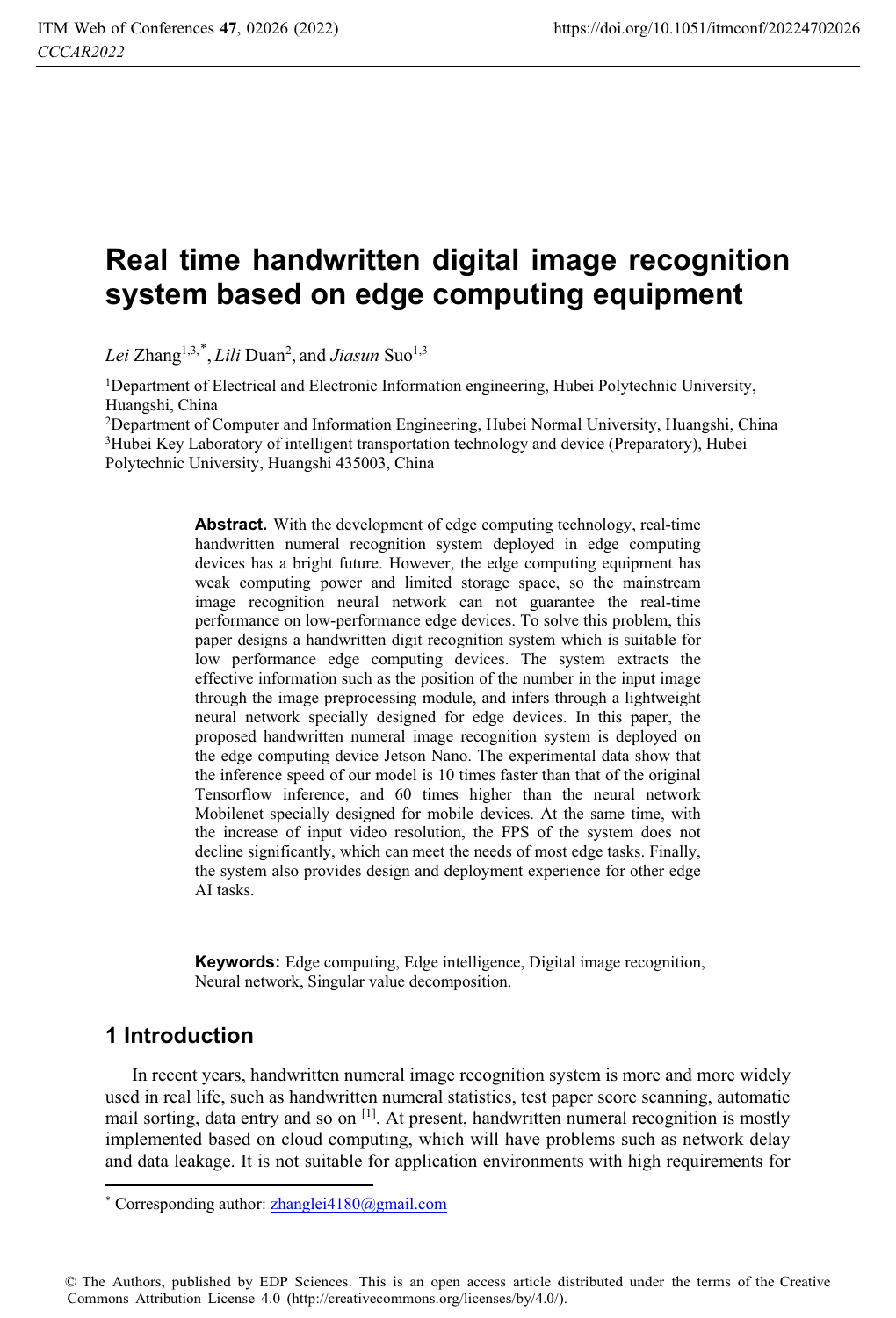# Real time handwritten digital image recognition system based on edge computing equipment

*Lei* Zhang[1,3,*], *Lili* Duan[2], and *Jiasun* Suo[1,3]

[1]Department of Electrical and Electronic Information engineering, Hubei Polytechnic University, Huangshi, China

[2]Department of Computer and Information Engineering, Hubei Normal University, Huangshi, China

[3]Hubei Key Laboratory of intelligent transportation technology and device (Preparatory), Hubei Polytechnic University, Huangshi 435003, China

**Abstract.** With the development of edge computing technology, real-time handwritten numeral recognition system deployed in edge computing devices has a bright future. However, the edge computing equipment has weak computing power and limited storage space, so the mainstream image recognition neural network can not guarantee the real-time performance on low-performance edge devices. To solve this problem, this paper designs a handwritten digit recognition system which is suitable for low performance edge computing devices. The system extracts the effective information such as the position of the number in the input image through the image preprocessing module, and infers through a lightweight neural network specially designed for edge devices. In this paper, the proposed handwritten numeral image recognition system is deployed on the edge computing device Jetson Nano. The experimental data show that the inference speed of our model is 10 times faster than that of the original Tensorflow inference, and 60 times higher than the neural network Mobilenet specially designed for mobile devices. At the same time, with the increase of input video resolution, the FPS of the system does not decline significantly, which can meet the needs of most edge tasks. Finally, the system also provides design and deployment experience for other edge AI tasks.

**Keywords:** Edge computing, Edge intelligence, Digital image recognition, Neural network, Singular value decomposition.

## 1 Introduction

In recent years, handwritten numeral image recognition system is more and more widely used in real life, such as handwritten numeral statistics, test paper score scanning, automatic mail sorting, data entry and so on [1]. At present, handwritten numeral recognition is mostly implemented based on cloud computing, which will have problems such as network delay and data leakage. It is not suitable for application environments with high requirements for

* Corresponding author: zhanglei4180@gmail.com

© The Authors, published by EDP Sciences. This is an open access article distributed under the terms of the Creative Commons Attribution License 4.0 (http://creativecommons.org/licenses/by/4.0/).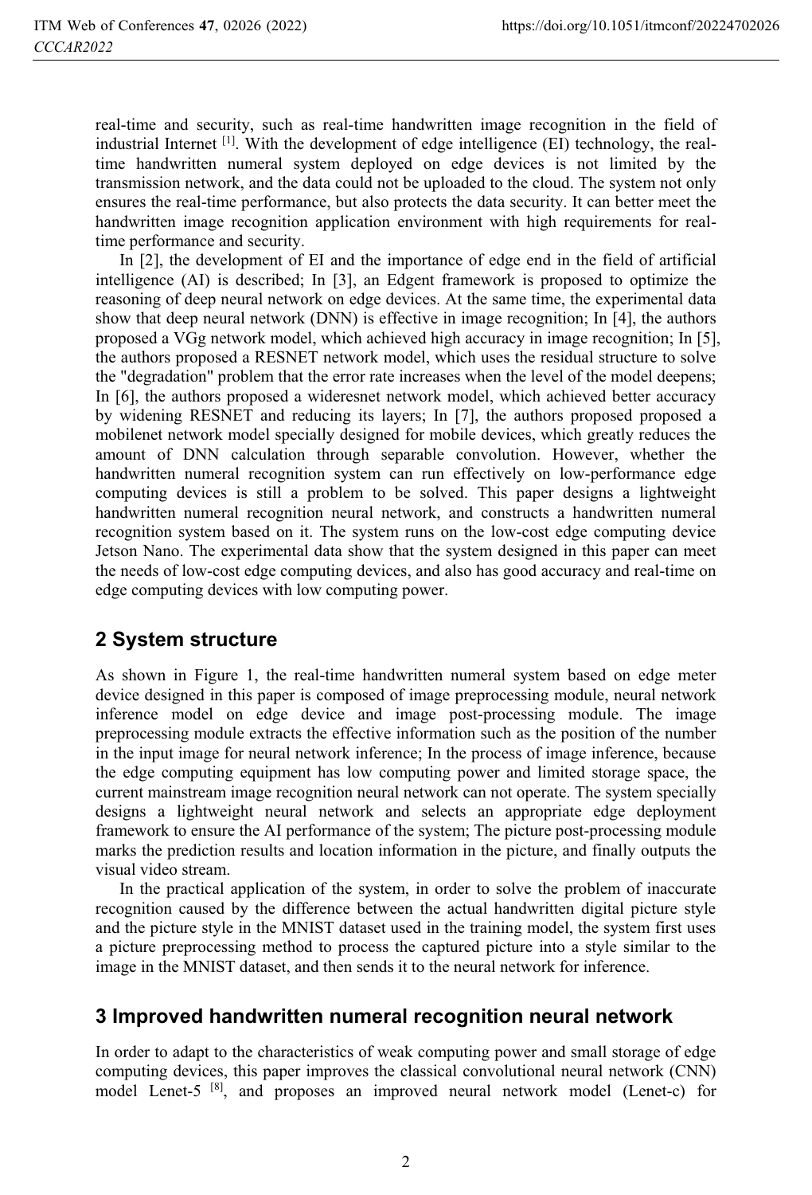real-time and security, such as real-time handwritten image recognition in the field of industrial Internet [1]. With the development of edge intelligence (EI) technology, the real-time handwritten numeral system deployed on edge devices is not limited by the transmission network, and the data could not be uploaded to the cloud. The system not only ensures the real-time performance, but also protects the data security. It can better meet the handwritten image recognition application environment with high requirements for real-time performance and security.

In [2], the development of EI and the importance of edge end in the field of artificial intelligence (AI) is described; In [3], an Edgent framework is proposed to optimize the reasoning of deep neural network on edge devices. At the same time, the experimental data show that deep neural network (DNN) is effective in image recognition; In [4], the authors proposed a VGg network model, which achieved high accuracy in image recognition; In [5], the authors proposed a RESNET network model, which uses the residual structure to solve the "degradation" problem that the error rate increases when the level of the model deepens; In [6], the authors proposed a wideresnet network model, which achieved better accuracy by widening RESNET and reducing its layers; In [7], the authors proposed proposed a mobilenet network model specially designed for mobile devices, which greatly reduces the amount of DNN calculation through separable convolution. However, whether the handwritten numeral recognition system can run effectively on low-performance edge computing devices is still a problem to be solved. This paper designs a lightweight handwritten numeral recognition neural network, and constructs a handwritten numeral recognition system based on it. The system runs on the low-cost edge computing device Jetson Nano. The experimental data show that the system designed in this paper can meet the needs of low-cost edge computing devices, and also has good accuracy and real-time on edge computing devices with low computing power.

## 2 System structure

As shown in Figure 1, the real-time handwritten numeral system based on edge meter device designed in this paper is composed of image preprocessing module, neural network inference model on edge device and image post-processing module. The image preprocessing module extracts the effective information such as the position of the number in the input image for neural network inference; In the process of image inference, because the edge computing equipment has low computing power and limited storage space, the current mainstream image recognition neural network can not operate. The system specially designs a lightweight neural network and selects an appropriate edge deployment framework to ensure the AI performance of the system; The picture post-processing module marks the prediction results and location information in the picture, and finally outputs the visual video stream.

In the practical application of the system, in order to solve the problem of inaccurate recognition caused by the difference between the actual handwritten digital picture style and the picture style in the MNIST dataset used in the training model, the system first uses a picture preprocessing method to process the captured picture into a style similar to the image in the MNIST dataset, and then sends it to the neural network for inference.

## 3 Improved handwritten numeral recognition neural network

In order to adapt to the characteristics of weak computing power and small storage of edge computing devices, this paper improves the classical convolutional neural network (CNN) model Lenet-5 [8], and proposes an improved neural network model (Lenet-c) for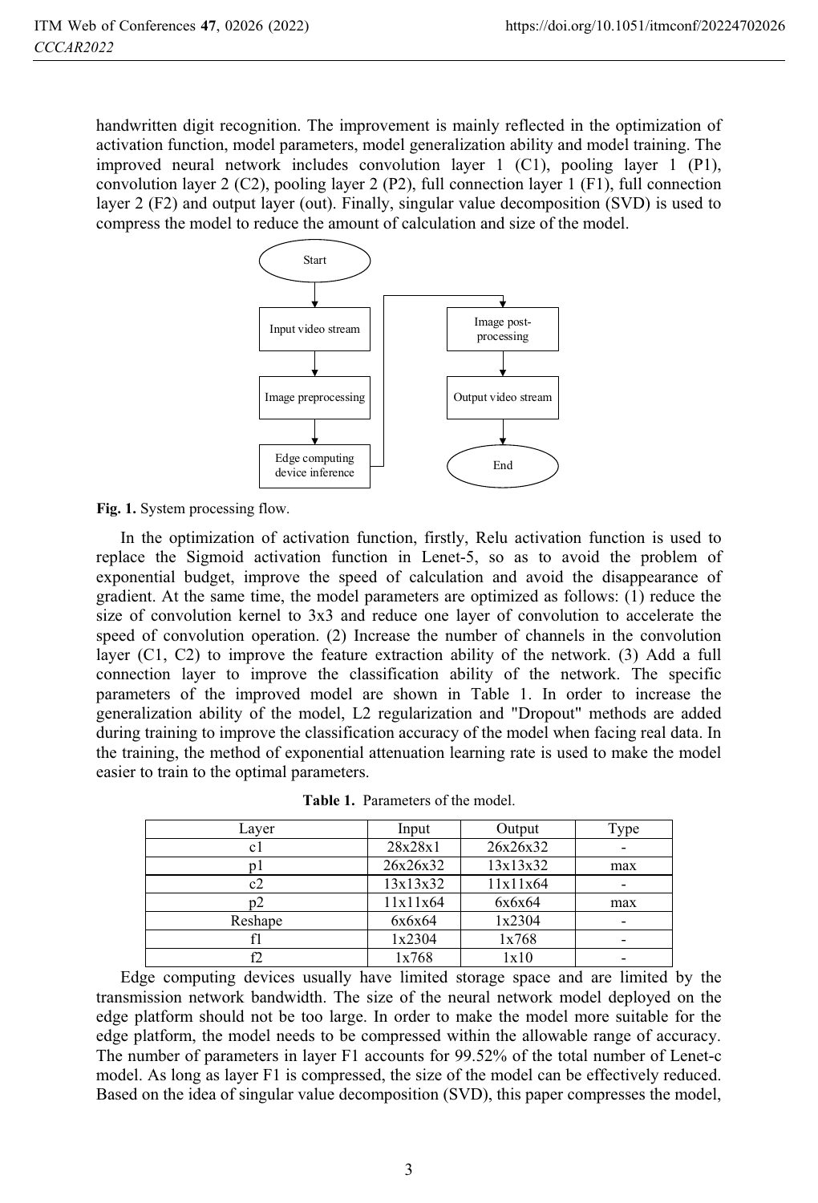handwritten digit recognition. The improvement is mainly reflected in the optimization of activation function, model parameters, model generalization ability and model training. The improved neural network includes convolution layer 1 (C1), pooling layer 1 (P1), convolution layer 2 (C2), pooling layer 2 (P2), full connection layer 1 (F1), full connection layer 2 (F2) and output layer (out). Finally, singular value decomposition (SVD) is used to compress the model to reduce the amount of calculation and size of the model.

Start → Input video stream → Image preprocessing → Edge computing device inference → Image post-processing → Output video stream → End

**Fig. 1.** System processing flow.

In the optimization of activation function, firstly, Relu activation function is used to replace the Sigmoid activation function in Lenet-5, so as to avoid the problem of exponential budget, improve the speed of calculation and avoid the disappearance of gradient. At the same time, the model parameters are optimized as follows: (1) reduce the size of convolution kernel to 3x3 and reduce one layer of convolution to accelerate the speed of convolution operation. (2) Increase the number of channels in the convolution layer (C1, C2) to improve the feature extraction ability of the network. (3) Add a full connection layer to improve the classification ability of the network. The specific parameters of the improved model are shown in Table 1. In order to increase the generalization ability of the model, L2 regularization and "Dropout" methods are added during training to improve the classification accuracy of the model when facing real data. In the training, the method of exponential attenuation learning rate is used to make the model easier to train to the optimal parameters.

**Table 1.** Parameters of the model.

| Layer | Input | Output | Type |
|---|---|---|---|
| c1 | 28x28x1 | 26x26x32 | - |
| p1 | 26x26x32 | 13x13x32 | max |
| c2 | 13x13x32 | 11x11x64 | - |
| p2 | 11x11x64 | 6x6x64 | max |
| Reshape | 6x6x64 | 1x2304 | - |
| f1 | 1x2304 | 1x768 | - |
| f2 | 1x768 | 1x10 | - |

Edge computing devices usually have limited storage space and are limited by the transmission network bandwidth. The size of the neural network model deployed on the edge platform should not be too large. In order to make the model more suitable for the edge platform, the model needs to be compressed within the allowable range of accuracy. The number of parameters in layer F1 accounts for 99.52% of the total number of Lenet-c model. As long as layer F1 is compressed, the size of the model can be effectively reduced. Based on the idea of singular value decomposition (SVD), this paper compresses the model,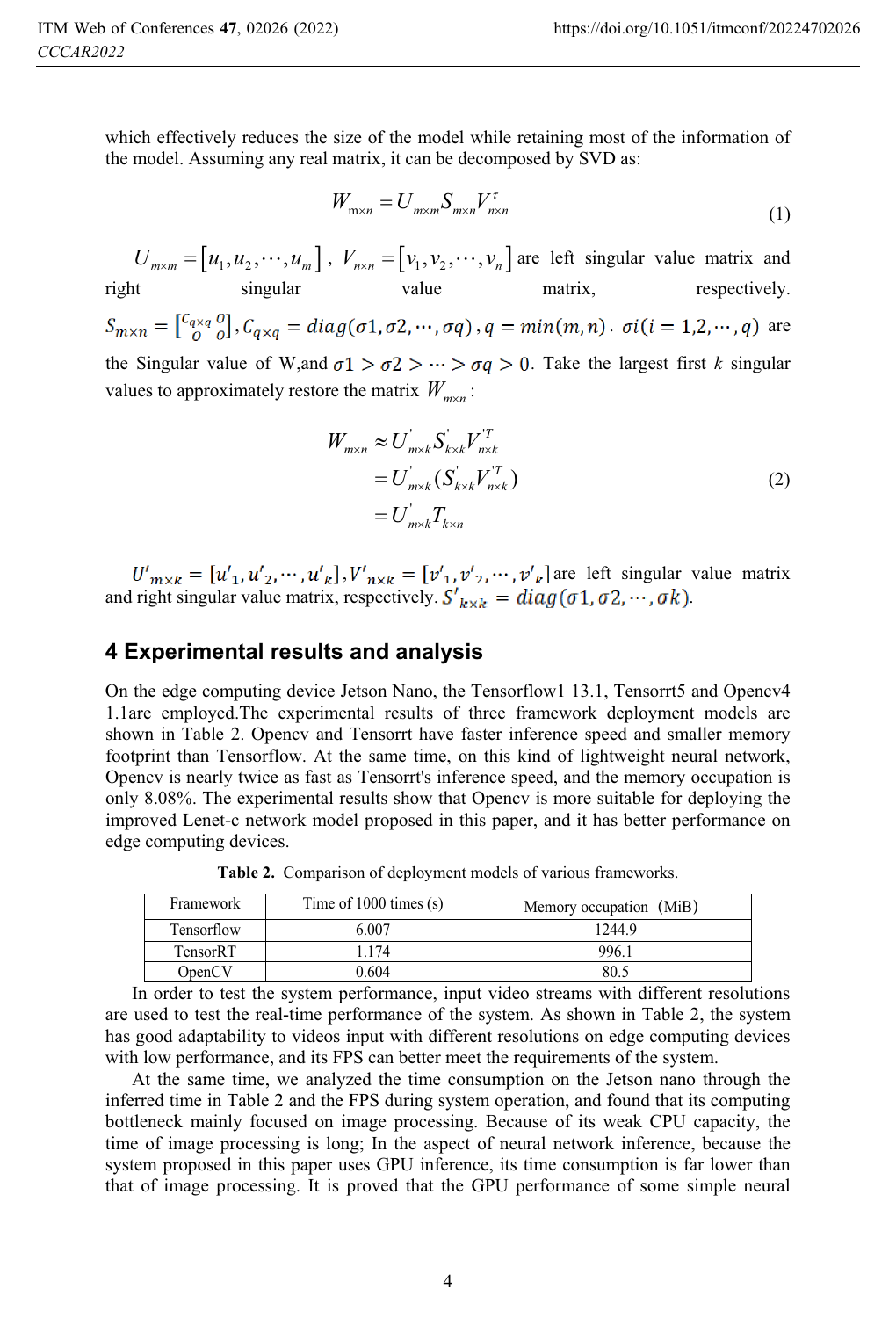which effectively reduces the size of the model while retaining most of the information of the model. Assuming any real matrix, it can be decomposed by SVD as:

$$W_{m\times n} = U_{m\times m} S_{m\times n} V^{\tau}_{n\times n} \tag{1}$$

$U_{m\times m} = [u_1, u_2, \cdots, u_m]$, $V_{n\times n} = [v_1, v_2, \cdots, v_n]$ are left singular value matrix and right singular value matrix, respectively. $S_{m\times n} = \begin{bmatrix} C_{q\times q} & O \\ O & O \end{bmatrix}, C_{q\times q} = diag(\sigma 1, \sigma 2, \cdots, \sigma q), q = min(m,n)$. $\sigma i (i = 1,2,\cdots,q)$ are the Singular value of W,and $\sigma 1 > \sigma 2 > \cdots > \sigma q > 0$. Take the largest first $k$ singular values to approximately restore the matrix $W_{m\times n}$:

$$\begin{aligned} W_{m\times n} &\approx U'_{m\times k} S'_{k\times k} V'^{T}_{n\times k} \\ &= U'_{m\times k}(S'_{k\times k} V'^{T}_{n\times k}) \\ &= U'_{m\times k} T_{k\times n} \end{aligned} \tag{2}$$

$U'_{m\times k} = [u'_1, u'_2, \cdots, u'_k], V'_{n\times k} = [v'_1, v'_2, \cdots, v'_k]$ are left singular value matrix and right singular value matrix, respectively. $S'_{k\times k} = diag(\sigma 1, \sigma 2, \cdots, \sigma k)$.

## 4 Experimental results and analysis

On the edge computing device Jetson Nano, the Tensorflow1 13.1, Tensorrt5 and Opencv4 1.1are employed.The experimental results of three framework deployment models are shown in Table 2. Opencv and Tensorrt have faster inference speed and smaller memory footprint than Tensorflow. At the same time, on this kind of lightweight neural network, Opencv is nearly twice as fast as Tensorrt's inference speed, and the memory occupation is only 8.08%. The experimental results show that Opencv is more suitable for deploying the improved Lenet-c network model proposed in this paper, and it has better performance on edge computing devices.

**Table 2.** Comparison of deployment models of various frameworks.

| Framework | Time of 1000 times (s) | Memory occupation (MiB) |
|---|---|---|
| Tensorflow | 6.007 | 1244.9 |
| TensorRT | 1.174 | 996.1 |
| OpenCV | 0.604 | 80.5 |

In order to test the system performance, input video streams with different resolutions are used to test the real-time performance of the system. As shown in Table 2, the system has good adaptability to videos input with different resolutions on edge computing devices with low performance, and its FPS can better meet the requirements of the system.

At the same time, we analyzed the time consumption on the Jetson nano through the inferred time in Table 2 and the FPS during system operation, and found that its computing bottleneck mainly focused on image processing. Because of its weak CPU capacity, the time of image processing is long; In the aspect of neural network inference, because the system proposed in this paper uses GPU inference, its time consumption is far lower than that of image processing. It is proved that the GPU performance of some simple neural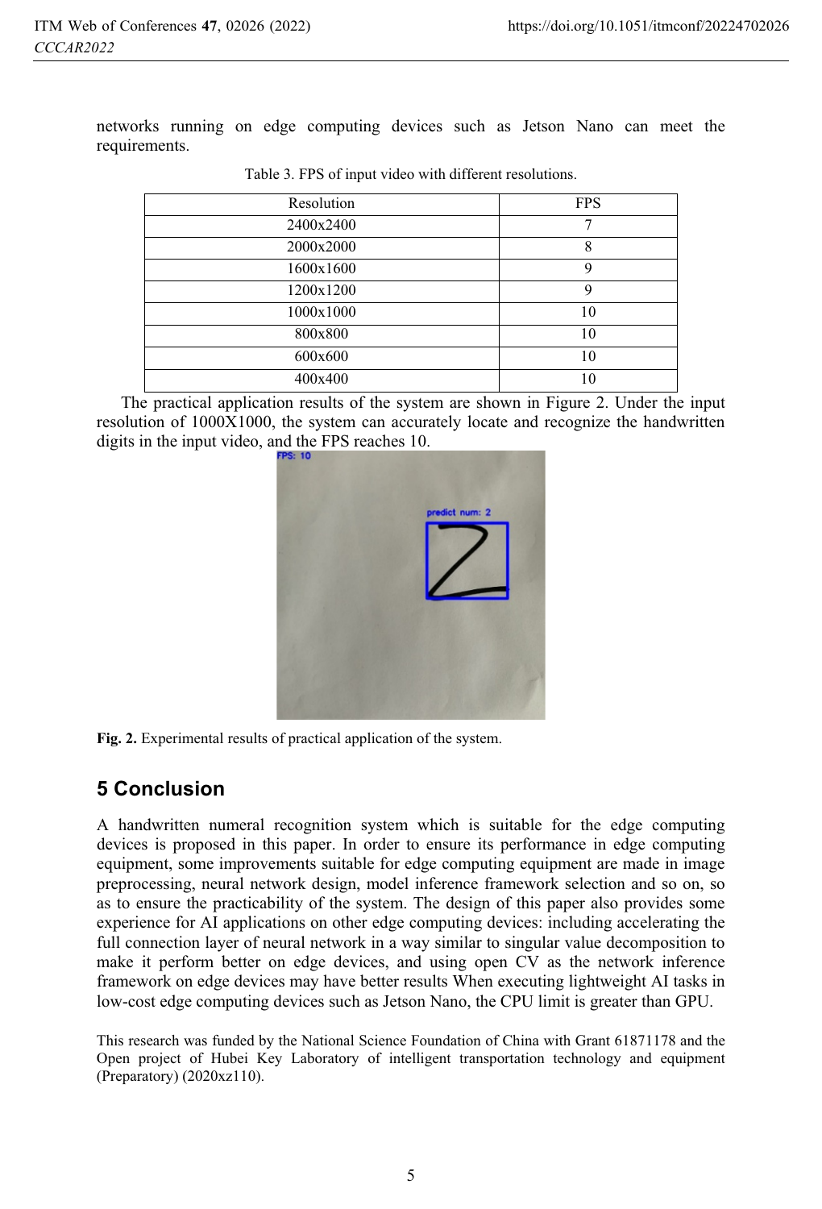networks running on edge computing devices such as Jetson Nano can meet the requirements.

Table 3. FPS of input video with different resolutions.

| Resolution | FPS |
|---|---|
| 2400x2400 | 7 |
| 2000x2000 | 8 |
| 1600x1600 | 9 |
| 1200x1200 | 9 |
| 1000x1000 | 10 |
| 800x800 | 10 |
| 600x600 | 10 |
| 400x400 | 10 |

The practical application results of the system are shown in Figure 2. Under the input resolution of 1000X1000, the system can accurately locate and recognize the handwritten digits in the input video, and the FPS reaches 10.

**Fig. 2.** Experimental results of practical application of the system.

## 5 Conclusion

A handwritten numeral recognition system which is suitable for the edge computing devices is proposed in this paper. In order to ensure its performance in edge computing equipment, some improvements suitable for edge computing equipment are made in image preprocessing, neural network design, model inference framework selection and so on, so as to ensure the practicability of the system. The design of this paper also provides some experience for AI applications on other edge computing devices: including accelerating the full connection layer of neural network in a way similar to singular value decomposition to make it perform better on edge devices, and using open CV as the network inference framework on edge devices may have better results When executing lightweight AI tasks in low-cost edge computing devices such as Jetson Nano, the CPU limit is greater than GPU.

This research was funded by the National Science Foundation of China with Grant 61871178 and the Open project of Hubei Key Laboratory of intelligent transportation technology and equipment (Preparatory) (2020xz110).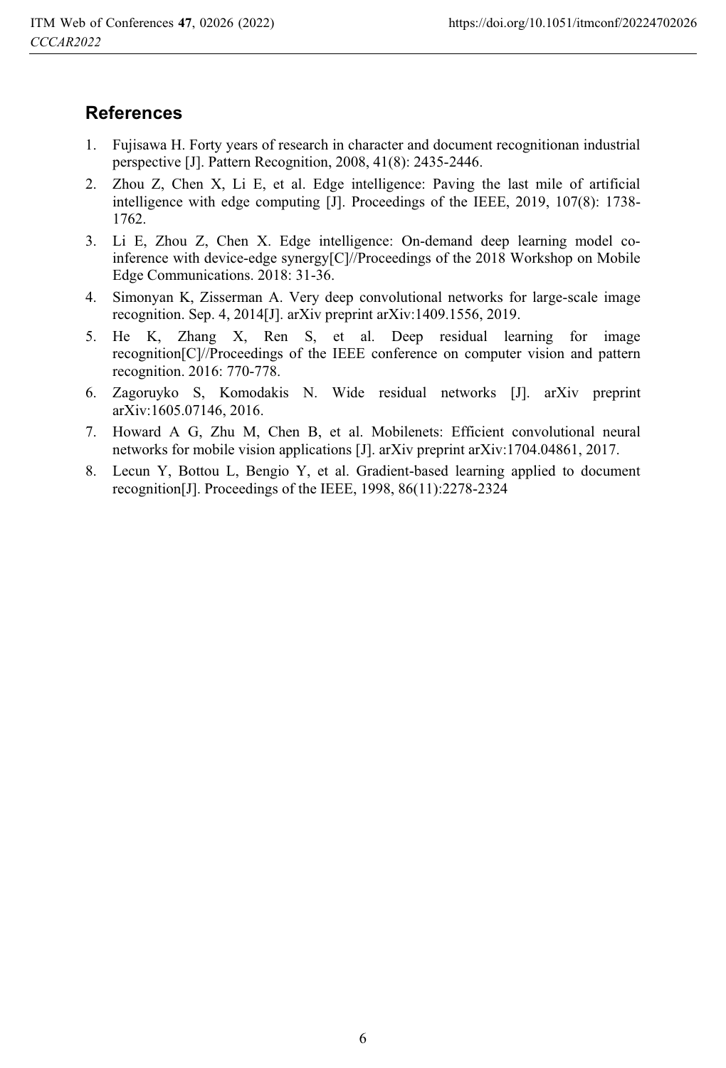## References

1. Fujisawa H. Forty years of research in character and document recognitionan industrial perspective [J]. Pattern Recognition, 2008, 41(8): 2435-2446.
2. Zhou Z, Chen X, Li E, et al. Edge intelligence: Paving the last mile of artificial intelligence with edge computing [J]. Proceedings of the IEEE, 2019, 107(8): 1738-1762.
3. Li E, Zhou Z, Chen X. Edge intelligence: On-demand deep learning model co-inference with device-edge synergy[C]//Proceedings of the 2018 Workshop on Mobile Edge Communications. 2018: 31-36.
4. Simonyan K, Zisserman A. Very deep convolutional networks for large-scale image recognition. Sep. 4, 2014[J]. arXiv preprint arXiv:1409.1556, 2019.
5. He K, Zhang X, Ren S, et al. Deep residual learning for image recognition[C]//Proceedings of the IEEE conference on computer vision and pattern recognition. 2016: 770-778.
6. Zagoruyko S, Komodakis N. Wide residual networks [J]. arXiv preprint arXiv:1605.07146, 2016.
7. Howard A G, Zhu M, Chen B, et al. Mobilenets: Efficient convolutional neural networks for mobile vision applications [J]. arXiv preprint arXiv:1704.04861, 2017.
8. Lecun Y, Bottou L, Bengio Y, et al. Gradient-based learning applied to document recognition[J]. Proceedings of the IEEE, 1998, 86(11):2278-2324